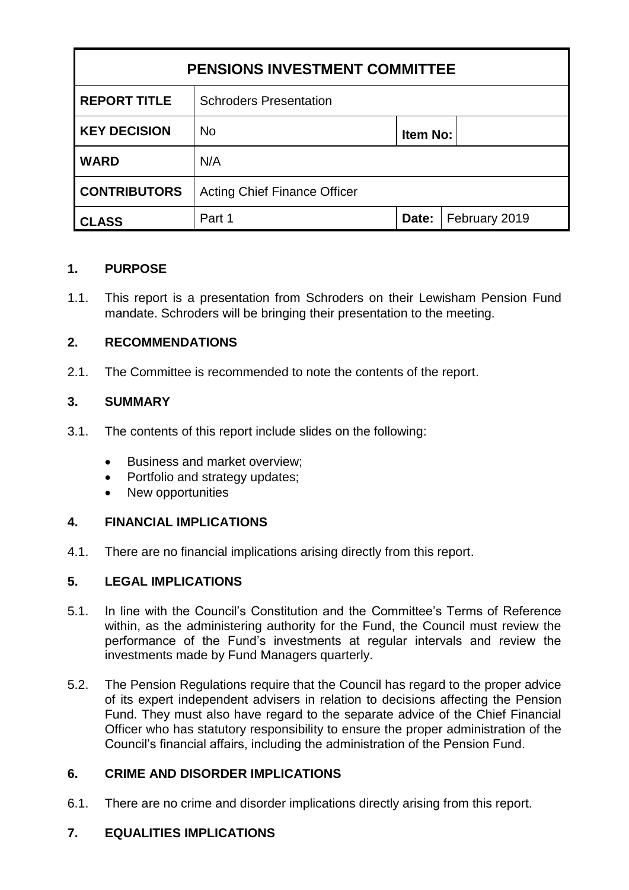| PENSIONS INVESTMENT COMMITTEE | | | |
|---|---|---|---|
| **REPORT TITLE** | Schroders Presentation | | |
| **KEY DECISION** | No | **Item No:** | |
| **WARD** | N/A | | |
| **CONTRIBUTORS** | Acting Chief Finance Officer | | |
| **CLASS** | Part 1 | **Date:** | February 2019 |

## 1. PURPOSE

1.1. This report is a presentation from Schroders on their Lewisham Pension Fund mandate. Schroders will be bringing their presentation to the meeting.

## 2. RECOMMENDATIONS

2.1. The Committee is recommended to note the contents of the report.

## 3. SUMMARY

3.1. The contents of this report include slides on the following:

- Business and market overview;
- Portfolio and strategy updates;
- New opportunities

## 4. FINANCIAL IMPLICATIONS

4.1. There are no financial implications arising directly from this report.

## 5. LEGAL IMPLICATIONS

5.1. In line with the Council's Constitution and the Committee's Terms of Reference within, as the administering authority for the Fund, the Council must review the performance of the Fund's investments at regular intervals and review the investments made by Fund Managers quarterly.

5.2. The Pension Regulations require that the Council has regard to the proper advice of its expert independent advisers in relation to decisions affecting the Pension Fund. They must also have regard to the separate advice of the Chief Financial Officer who has statutory responsibility to ensure the proper administration of the Council's financial affairs, including the administration of the Pension Fund.

## 6. CRIME AND DISORDER IMPLICATIONS

6.1. There are no crime and disorder implications directly arising from this report.

## 7. EQUALITIES IMPLICATIONS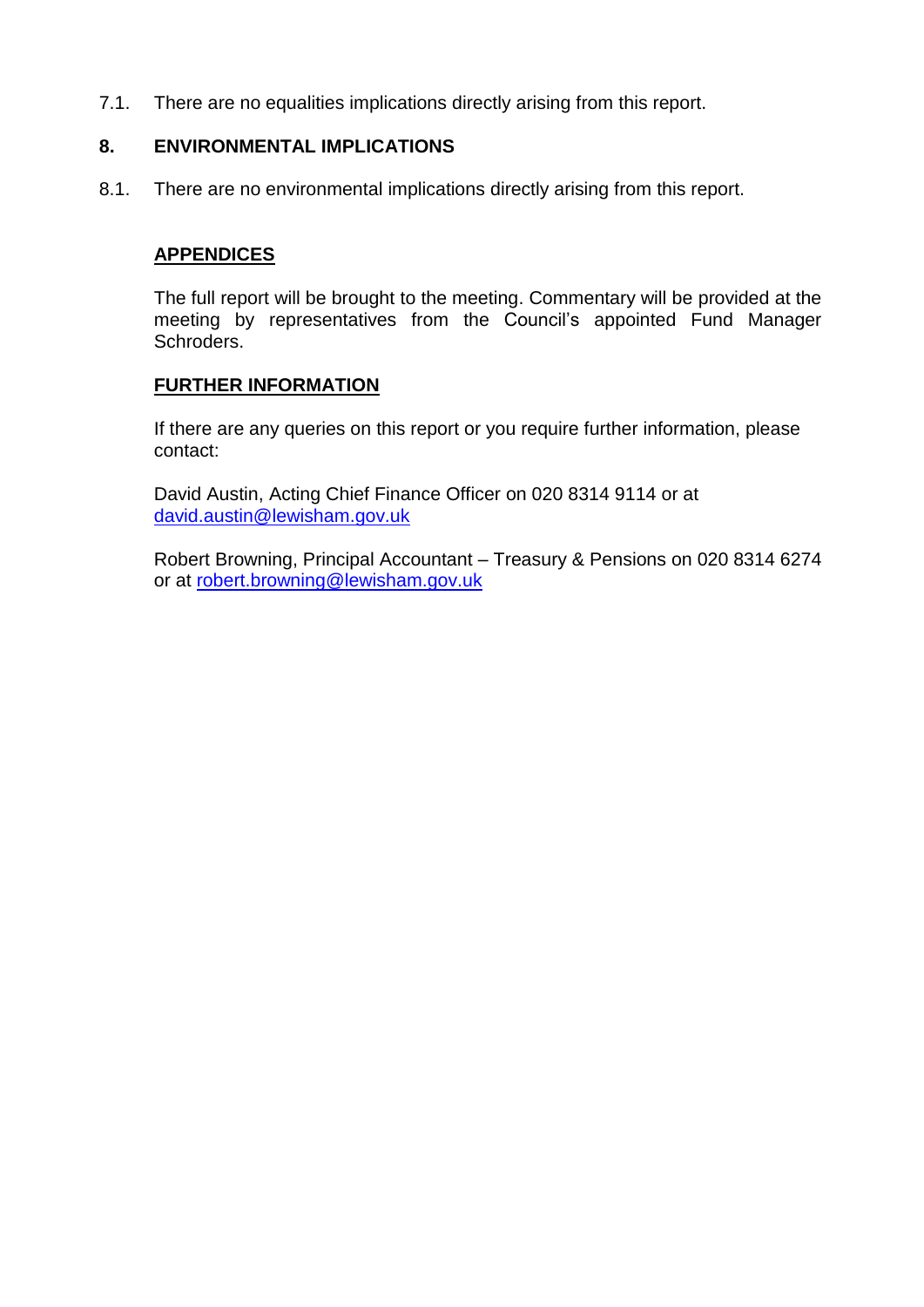7.1. There are no equalities implications directly arising from this report.

## 8. ENVIRONMENTAL IMPLICATIONS

8.1. There are no environmental implications directly arising from this report.

### APPENDICES

The full report will be brought to the meeting. Commentary will be provided at the meeting by representatives from the Council's appointed Fund Manager Schroders.

### FURTHER INFORMATION

If there are any queries on this report or you require further information, please contact:

David Austin, Acting Chief Finance Officer on 020 8314 9114 or at david.austin@lewisham.gov.uk

Robert Browning, Principal Accountant – Treasury & Pensions on 020 8314 6274 or at robert.browning@lewisham.gov.uk